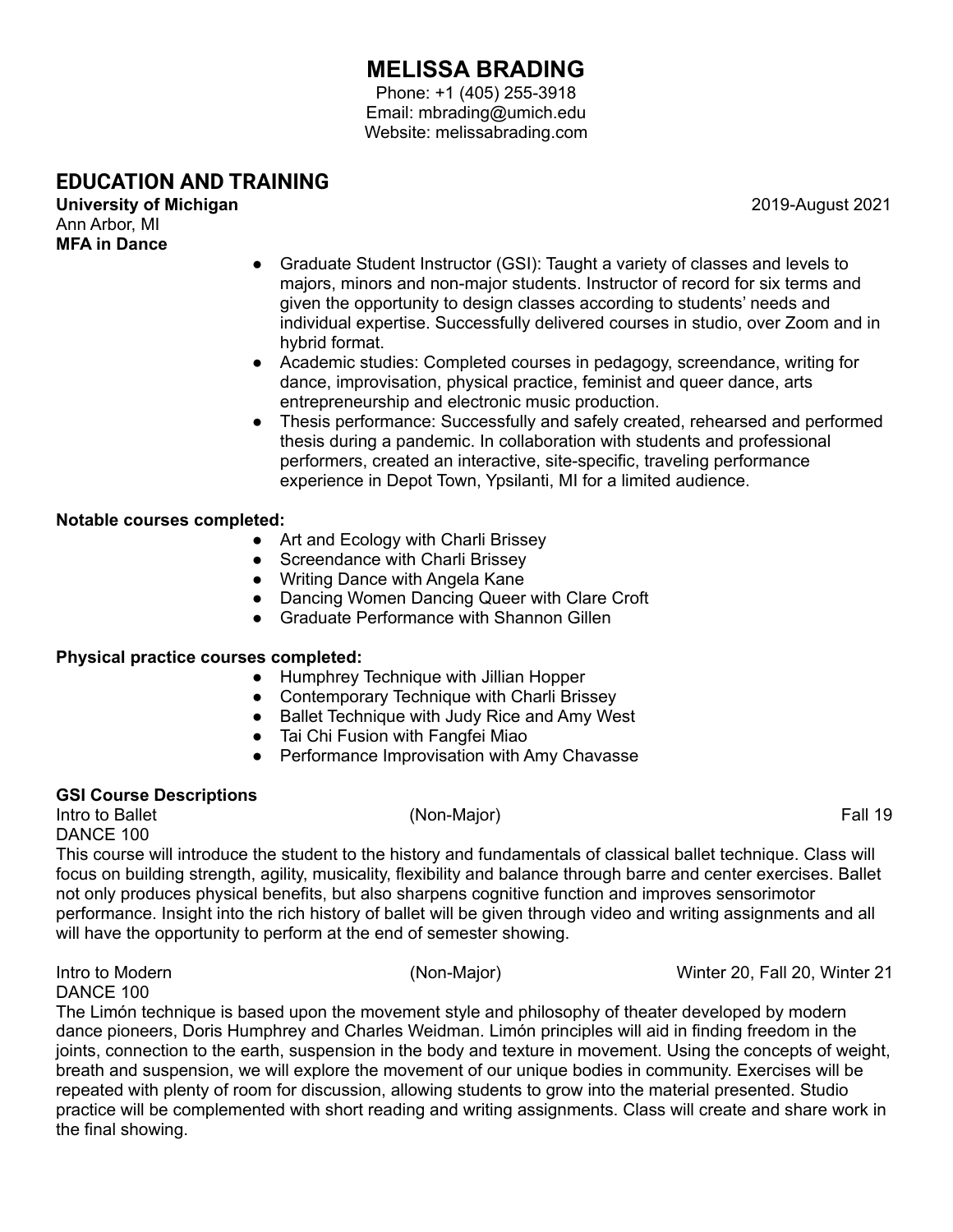# MELISSA BRADING

Phone: +1 (405) 255-3918
Email: mbrading@umich.edu
Website: melissabrading.com

## EDUCATION AND TRAINING

**University of Michigan** 2019-August 2021
Ann Arbor, MI
**MFA in Dance**

- Graduate Student Instructor (GSI): Taught a variety of classes and levels to majors, minors and non-major students. Instructor of record for six terms and given the opportunity to design classes according to students' needs and individual expertise. Successfully delivered courses in studio, over Zoom and in hybrid format.
- Academic studies: Completed courses in pedagogy, screendance, writing for dance, improvisation, physical practice, feminist and queer dance, arts entrepreneurship and electronic music production.
- Thesis performance: Successfully and safely created, rehearsed and performed thesis during a pandemic. In collaboration with students and professional performers, created an interactive, site-specific, traveling performance experience in Depot Town, Ypsilanti, MI for a limited audience.

**Notable courses completed:**

- Art and Ecology with Charli Brissey
- Screendance with Charli Brissey
- Writing Dance with Angela Kane
- Dancing Women Dancing Queer with Clare Croft
- Graduate Performance with Shannon Gillen

**Physical practice courses completed:**

- Humphrey Technique with Jillian Hopper
- Contemporary Technique with Charli Brissey
- Ballet Technique with Judy Rice and Amy West
- Tai Chi Fusion with Fangfei Miao
- Performance Improvisation with Amy Chavasse

**GSI Course Descriptions**

Intro to Ballet (Non-Major) Fall 19
DANCE 100

This course will introduce the student to the history and fundamentals of classical ballet technique. Class will focus on building strength, agility, musicality, flexibility and balance through barre and center exercises. Ballet not only produces physical benefits, but also sharpens cognitive function and improves sensorimotor performance. Insight into the rich history of ballet will be given through video and writing assignments and all will have the opportunity to perform at the end of semester showing.

Intro to Modern (Non-Major) Winter 20, Fall 20, Winter 21
DANCE 100

The Limón technique is based upon the movement style and philosophy of theater developed by modern dance pioneers, Doris Humphrey and Charles Weidman. Limón principles will aid in finding freedom in the joints, connection to the earth, suspension in the body and texture in movement. Using the concepts of weight, breath and suspension, we will explore the movement of our unique bodies in community. Exercises will be repeated with plenty of room for discussion, allowing students to grow into the material presented. Studio practice will be complemented with short reading and writing assignments. Class will create and share work in the final showing.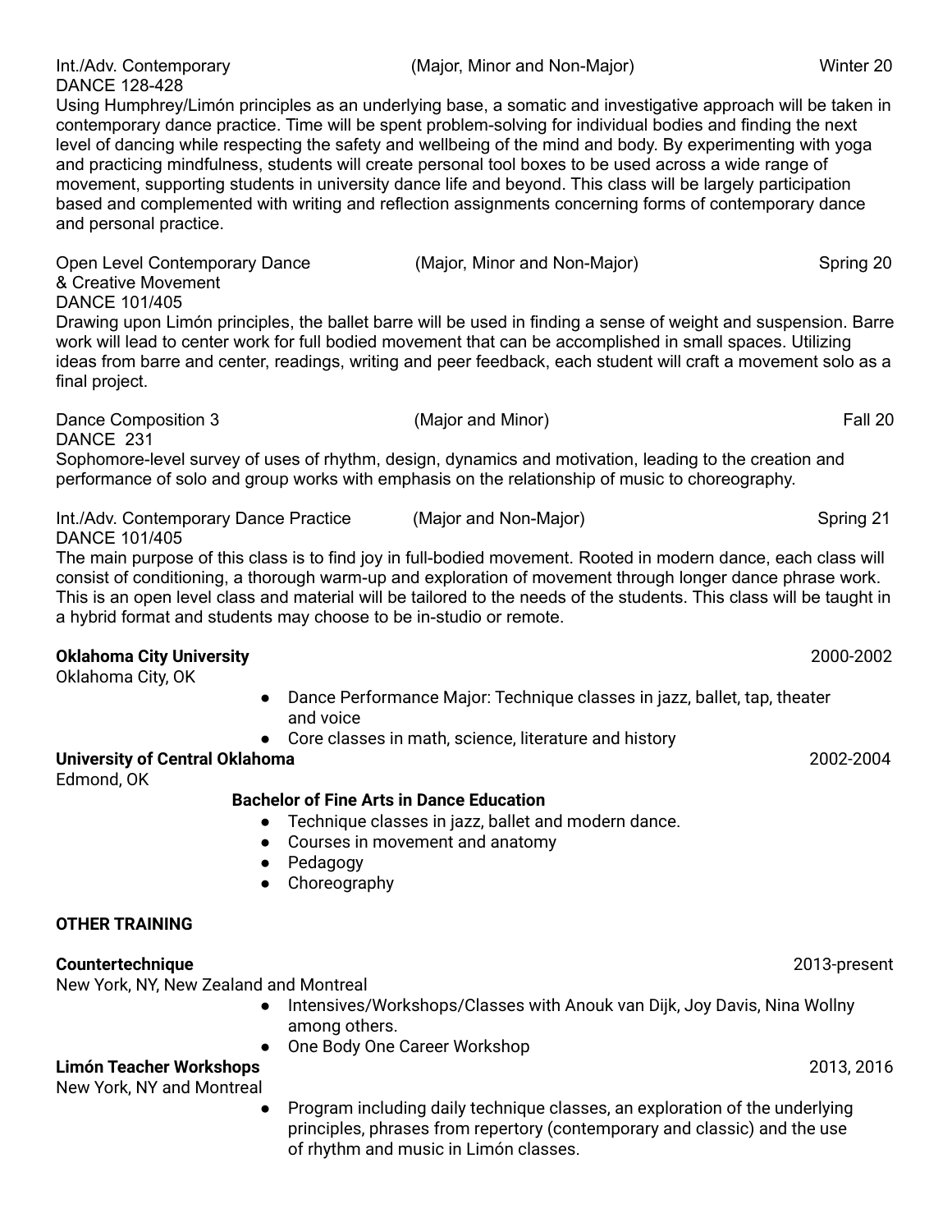Int./Adv. Contemporary (Major, Minor and Non-Major) Winter 20
DANCE 128-428

Using Humphrey/Limón principles as an underlying base, a somatic and investigative approach will be taken in contemporary dance practice. Time will be spent problem-solving for individual bodies and finding the next level of dancing while respecting the safety and wellbeing of the mind and body. By experimenting with yoga and practicing mindfulness, students will create personal tool boxes to be used across a wide range of movement, supporting students in university dance life and beyond. This class will be largely participation based and complemented with writing and reflection assignments concerning forms of contemporary dance and personal practice.

Open Level Contemporary Dance & Creative Movement (Major, Minor and Non-Major) Spring 20
DANCE 101/405

Drawing upon Limón principles, the ballet barre will be used in finding a sense of weight and suspension. Barre work will lead to center work for full bodied movement that can be accomplished in small spaces. Utilizing ideas from barre and center, readings, writing and peer feedback, each student will craft a movement solo as a final project.

Dance Composition 3 (Major and Minor) Fall 20
DANCE 231

Sophomore-level survey of uses of rhythm, design, dynamics and motivation, leading to the creation and performance of solo and group works with emphasis on the relationship of music to choreography.

Int./Adv. Contemporary Dance Practice (Major and Non-Major) Spring 21
DANCE 101/405

The main purpose of this class is to find joy in full-bodied movement. Rooted in modern dance, each class will consist of conditioning, a thorough warm-up and exploration of movement through longer dance phrase work. This is an open level class and material will be tailored to the needs of the students. This class will be taught in a hybrid format and students may choose to be in-studio or remote.

**Oklahoma City University** 2000-2002
Oklahoma City, OK

- Dance Performance Major: Technique classes in jazz, ballet, tap, theater and voice
- Core classes in math, science, literature and history

**University of Central Oklahoma** 2002-2004
Edmond, OK

**Bachelor of Fine Arts in Dance Education**

- Technique classes in jazz, ballet and modern dance.
- Courses in movement and anatomy
- Pedagogy
- Choreography

**OTHER TRAINING**

**Countertechnique** 2013-present
New York, NY, New Zealand and Montreal

- Intensives/Workshops/Classes with Anouk van Dijk, Joy Davis, Nina Wollny among others.
- One Body One Career Workshop

**Limón Teacher Workshops** 2013, 2016
New York, NY and Montreal

- Program including daily technique classes, an exploration of the underlying principles, phrases from repertory (contemporary and classic) and the use of rhythm and music in Limón classes.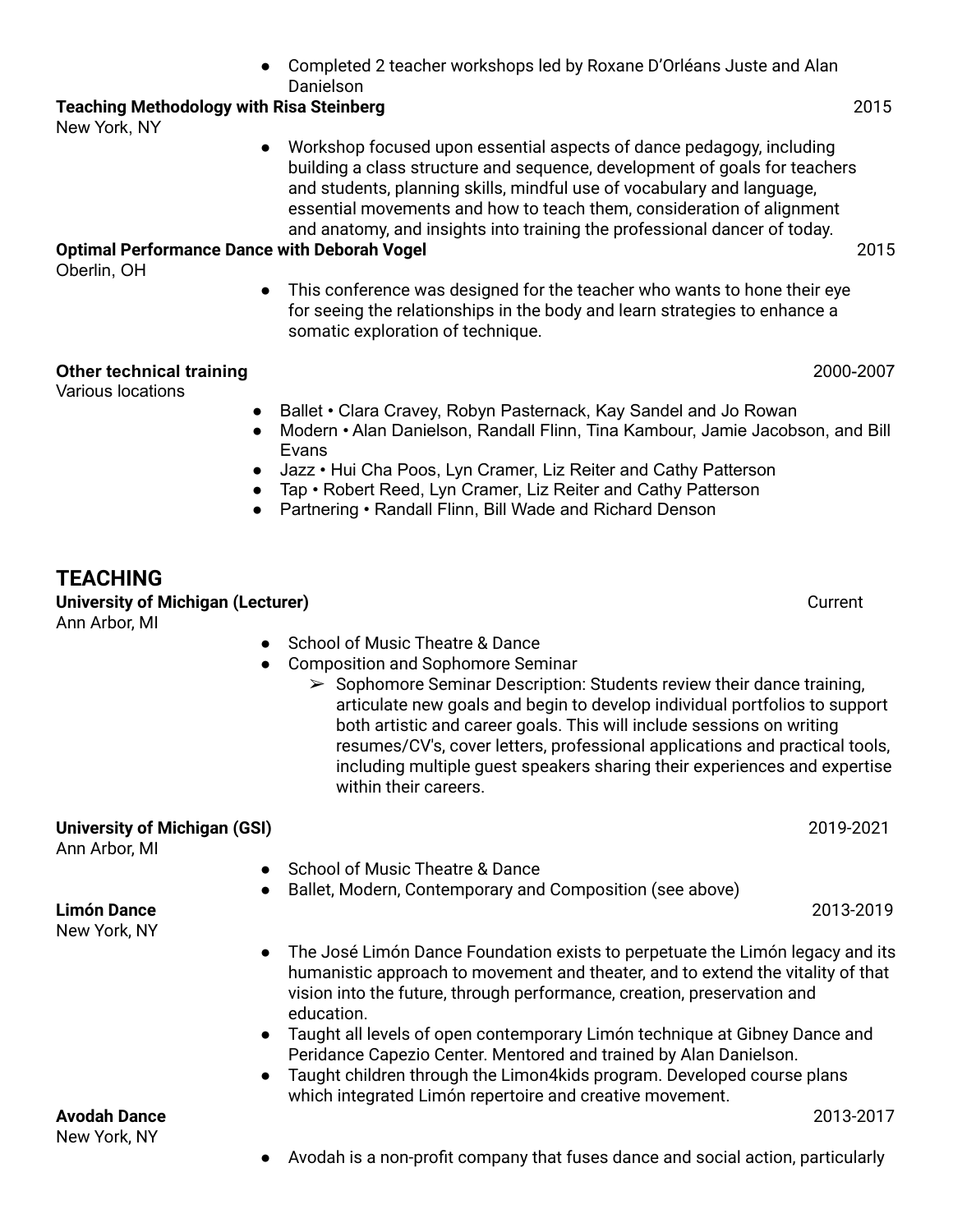- Completed 2 teacher workshops led by Roxane D'Orléans Juste and Alan Danielson

**Teaching Methodology with Risa Steinberg** 2015
New York, NY

- Workshop focused upon essential aspects of dance pedagogy, including building a class structure and sequence, development of goals for teachers and students, planning skills, mindful use of vocabulary and language, essential movements and how to teach them, consideration of alignment and anatomy, and insights into training the professional dancer of today.

**Optimal Performance Dance with Deborah Vogel** 2015
Oberlin, OH

- This conference was designed for the teacher who wants to hone their eye for seeing the relationships in the body and learn strategies to enhance a somatic exploration of technique.

**Other technical training** 2000-2007
Various locations

- Ballet • Clara Cravey, Robyn Pasternack, Kay Sandel and Jo Rowan
- Modern • Alan Danielson, Randall Flinn, Tina Kambour, Jamie Jacobson, and Bill Evans
- Jazz • Hui Cha Poos, Lyn Cramer, Liz Reiter and Cathy Patterson
- Tap • Robert Reed, Lyn Cramer, Liz Reiter and Cathy Patterson
- Partnering • Randall Flinn, Bill Wade and Richard Denson

## TEACHING

**University of Michigan (Lecturer)** Current
Ann Arbor, MI

- School of Music Theatre & Dance
- Composition and Sophomore Seminar
  - Sophomore Seminar Description: Students review their dance training, articulate new goals and begin to develop individual portfolios to support both artistic and career goals. This will include sessions on writing resumes/CV's, cover letters, professional applications and practical tools, including multiple guest speakers sharing their experiences and expertise within their careers.

**University of Michigan (GSI)** 2019-2021
Ann Arbor, MI

- School of Music Theatre & Dance
- Ballet, Modern, Contemporary and Composition (see above)

**Limón Dance** 2013-2019
New York, NY

- The José Limón Dance Foundation exists to perpetuate the Limón legacy and its humanistic approach to movement and theater, and to extend the vitality of that vision into the future, through performance, creation, preservation and education.
- Taught all levels of open contemporary Limón technique at Gibney Dance and Peridance Capezio Center. Mentored and trained by Alan Danielson.
- Taught children through the Limon4kids program. Developed course plans which integrated Limón repertoire and creative movement.

**Avodah Dance** 2013-2017
New York, NY

- Avodah is a non-profit company that fuses dance and social action, particularly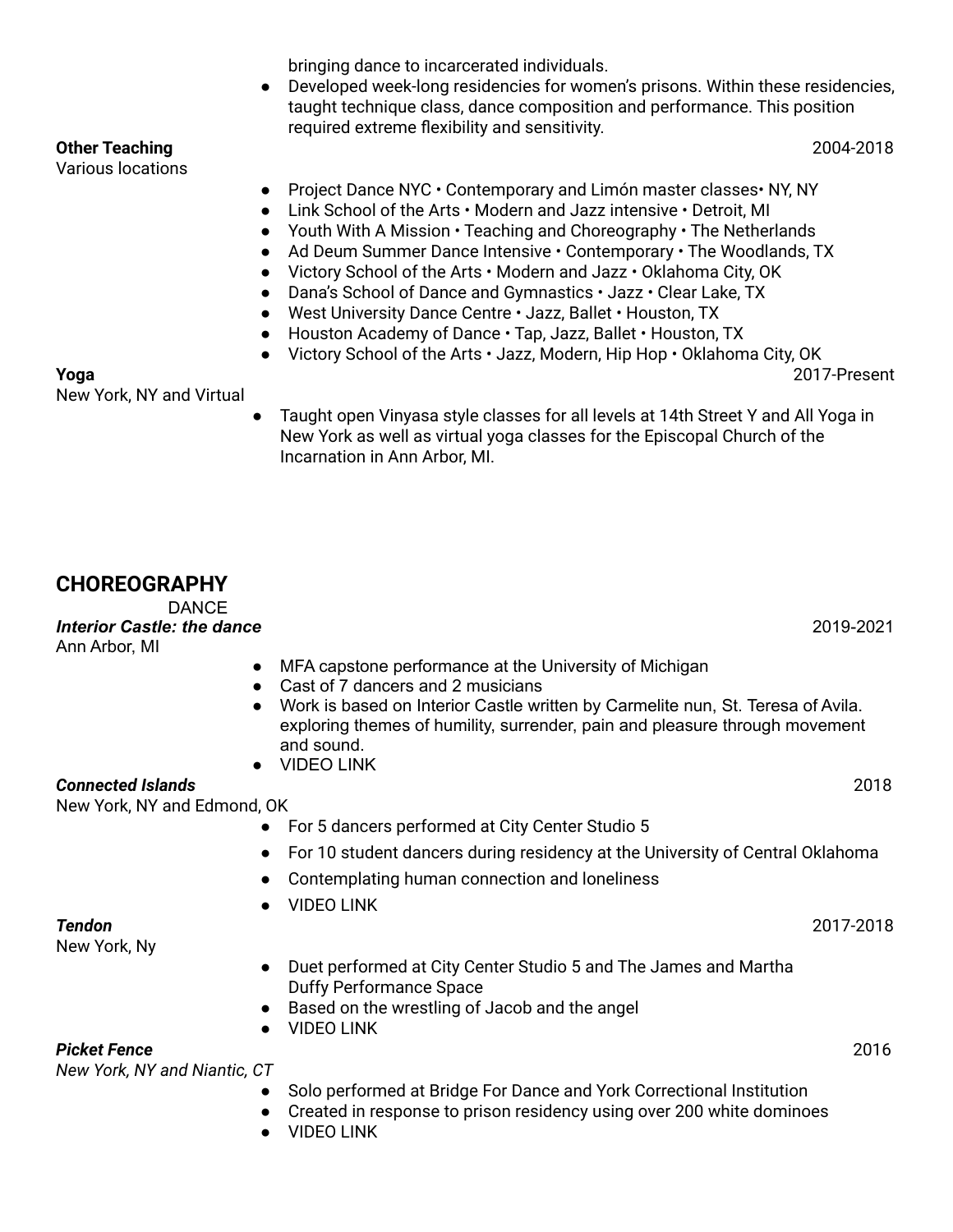bringing dance to incarcerated individuals.

- Developed week-long residencies for women's prisons. Within these residencies, taught technique class, dance composition and performance. This position required extreme flexibility and sensitivity.

**Other Teaching** 2004-2018
Various locations

- Project Dance NYC • Contemporary and Limón master classes• NY, NY
- Link School of the Arts • Modern and Jazz intensive • Detroit, MI
- Youth With A Mission • Teaching and Choreography • The Netherlands
- Ad Deum Summer Dance Intensive • Contemporary • The Woodlands, TX
- Victory School of the Arts • Modern and Jazz • Oklahoma City, OK
- Dana's School of Dance and Gymnastics • Jazz • Clear Lake, TX
- West University Dance Centre • Jazz, Ballet • Houston, TX
- Houston Academy of Dance • Tap, Jazz, Ballet • Houston, TX
- Victory School of the Arts • Jazz, Modern, Hip Hop • Oklahoma City, OK

**Yoga** 2017-Present
New York, NY and Virtual

- Taught open Vinyasa style classes for all levels at 14th Street Y and All Yoga in New York as well as virtual yoga classes for the Episcopal Church of the Incarnation in Ann Arbor, MI.

## CHOREOGRAPHY

DANCE

***Interior Castle: the dance*** 2019-2021
Ann Arbor, MI

- MFA capstone performance at the University of Michigan
- Cast of 7 dancers and 2 musicians
- Work is based on Interior Castle written by Carmelite nun, St. Teresa of Avila. exploring themes of humility, surrender, pain and pleasure through movement and sound.
- VIDEO LINK

***Connected Islands*** 2018
New York, NY and Edmond, OK

- For 5 dancers performed at City Center Studio 5
- For 10 student dancers during residency at the University of Central Oklahoma
- Contemplating human connection and loneliness
- VIDEO LINK

***Tendon*** 2017-2018
New York, Ny

- Duet performed at City Center Studio 5 and The James and Martha Duffy Performance Space
- Based on the wrestling of Jacob and the angel
- VIDEO LINK

***Picket Fence*** 2016
*New York, NY and Niantic, CT*

- Solo performed at Bridge For Dance and York Correctional Institution
- Created in response to prison residency using over 200 white dominoes
- VIDEO LINK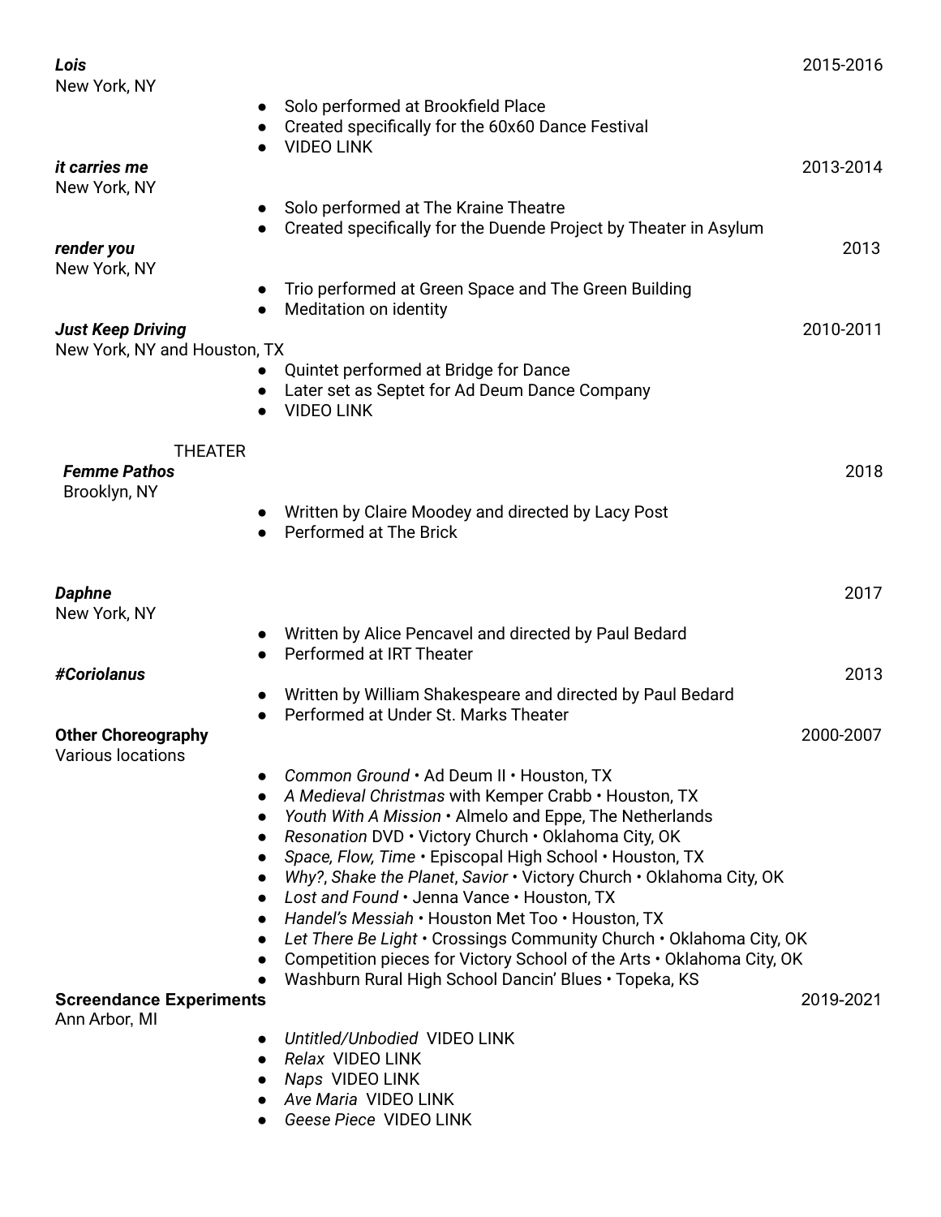***Lois*** 2015-2016
New York, NY

- Solo performed at Brookfield Place
- Created specifically for the 60x60 Dance Festival
- VIDEO LINK

***it carries me*** 2013-2014
New York, NY

- Solo performed at The Kraine Theatre
- Created specifically for the Duende Project by Theater in Asylum

***render you*** 2013
New York, NY

- Trio performed at Green Space and The Green Building
- Meditation on identity

***Just Keep Driving*** 2010-2011
New York, NY and Houston, TX

- Quintet performed at Bridge for Dance
- Later set as Septet for Ad Deum Dance Company
- VIDEO LINK

THEATER

***Femme Pathos*** 2018
Brooklyn, NY

- Written by Claire Moodey and directed by Lacy Post
- Performed at The Brick

***Daphne*** 2017
New York, NY

- Written by Alice Pencavel and directed by Paul Bedard
- Performed at IRT Theater

***#Coriolanus*** 2013

- Written by William Shakespeare and directed by Paul Bedard
- Performed at Under St. Marks Theater

**Other Choreography** 2000-2007
Various locations

- *Common Ground* • Ad Deum II • Houston, TX
- *A Medieval Christmas* with Kemper Crabb • Houston, TX
- *Youth With A Mission* • Almelo and Eppe, The Netherlands
- *Resonation* DVD • Victory Church • Oklahoma City, OK
- *Space, Flow, Time* • Episcopal High School • Houston, TX
- *Why?*, *Shake the Planet*, *Savior* • Victory Church • Oklahoma City, OK
- *Lost and Found* • Jenna Vance • Houston, TX
- *Handel's Messiah* • Houston Met Too • Houston, TX
- *Let There Be Light* • Crossings Community Church • Oklahoma City, OK
- Competition pieces for Victory School of the Arts • Oklahoma City, OK
- Washburn Rural High School Dancin' Blues • Topeka, KS

**Screendance Experiments** 2019-2021
Ann Arbor, MI

- *Untitled/Unbodied* VIDEO LINK
- *Relax* VIDEO LINK
- *Naps* VIDEO LINK
- *Ave Maria* VIDEO LINK
- *Geese Piece* VIDEO LINK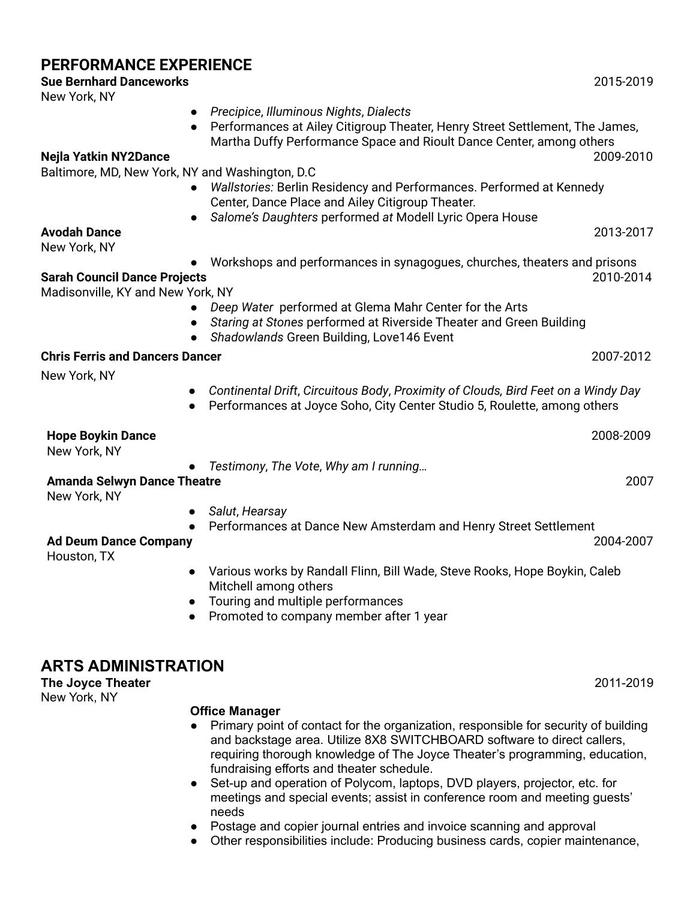## PERFORMANCE EXPERIENCE

**Sue Bernhard Danceworks** 2015-2019
New York, NY

- *Precipice*, *Illuminous Nights*, *Dialects*
- Performances at Ailey Citigroup Theater, Henry Street Settlement, The James, Martha Duffy Performance Space and Rioult Dance Center, among others

**Nejla Yatkin NY2Dance** 2009-2010
Baltimore, MD, New York, NY and Washington, D.C

- *Wallstories:* Berlin Residency and Performances. Performed at Kennedy Center, Dance Place and Ailey Citigroup Theater.
- *Salome's Daughters* performed *at* Modell Lyric Opera House

**Avodah Dance** 2013-2017
New York, NY

- Workshops and performances in synagogues, churches, theaters and prisons

**Sarah Council Dance Projects** 2010-2014
Madisonville, KY and New York, NY

- *Deep Water* performed at Glema Mahr Center for the Arts
- *Staring at Stones* performed at Riverside Theater and Green Building
- *Shadowlands* Green Building, Love146 Event

**Chris Ferris and Dancers Dancer** 2007-2012
New York, NY

- *Continental Drift*, *Circuitous Body*, *Proximity of Clouds, Bird Feet on a Windy Day*
- Performances at Joyce Soho, City Center Studio 5, Roulette, among others

**Hope Boykin Dance** 2008-2009
New York, NY

- *Testimony*, *The Vote*, *Why am I running…*

**Amanda Selwyn Dance Theatre** 2007
New York, NY

- *Salut*, *Hearsay*
- Performances at Dance New Amsterdam and Henry Street Settlement

**Ad Deum Dance Company** 2004-2007
Houston, TX

- Various works by Randall Flinn, Bill Wade, Steve Rooks, Hope Boykin, Caleb Mitchell among others
- Touring and multiple performances
- Promoted to company member after 1 year

## ARTS ADMINISTRATION

**The Joyce Theater** 2011-2019
New York, NY

**Office Manager**

- Primary point of contact for the organization, responsible for security of building and backstage area. Utilize 8X8 SWITCHBOARD software to direct callers, requiring thorough knowledge of The Joyce Theater's programming, education, fundraising efforts and theater schedule.
- Set-up and operation of Polycom, laptops, DVD players, projector, etc. for meetings and special events; assist in conference room and meeting guests' needs
- Postage and copier journal entries and invoice scanning and approval
- Other responsibilities include: Producing business cards, copier maintenance,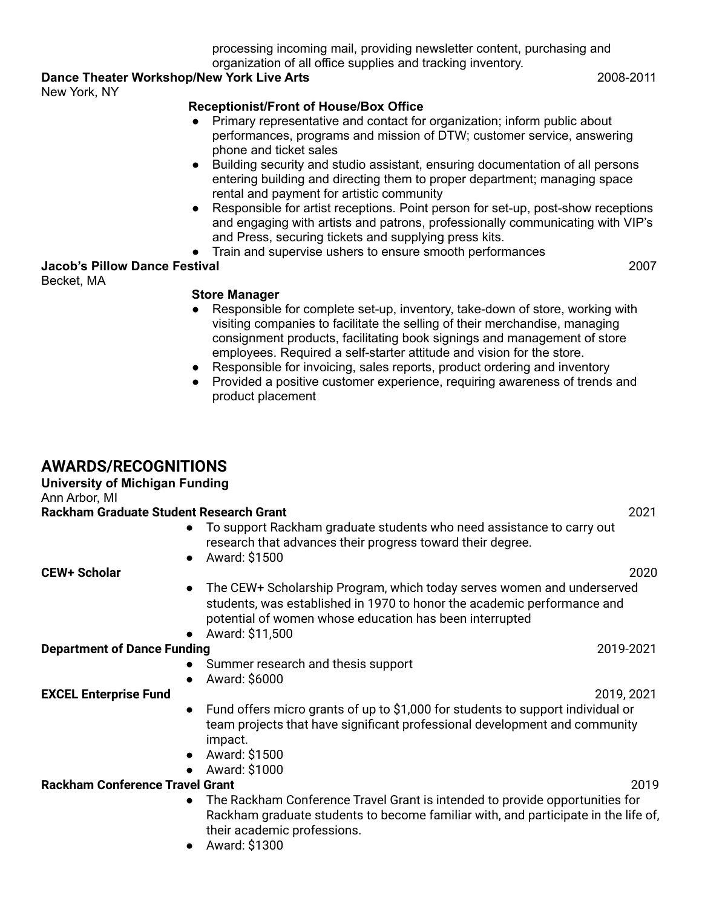processing incoming mail, providing newsletter content, purchasing and organization of all office supplies and tracking inventory.

**Dance Theater Workshop/New York Live Arts** 2008-2011
New York, NY

**Receptionist/Front of House/Box Office**

- Primary representative and contact for organization; inform public about performances, programs and mission of DTW; customer service, answering phone and ticket sales
- Building security and studio assistant, ensuring documentation of all persons entering building and directing them to proper department; managing space rental and payment for artistic community
- Responsible for artist receptions. Point person for set-up, post-show receptions and engaging with artists and patrons, professionally communicating with VIP's and Press, securing tickets and supplying press kits.
- Train and supervise ushers to ensure smooth performances

**Jacob's Pillow Dance Festival** 2007
Becket, MA

**Store Manager**

- Responsible for complete set-up, inventory, take-down of store, working with visiting companies to facilitate the selling of their merchandise, managing consignment products, facilitating book signings and management of store employees. Required a self-starter attitude and vision for the store.
- Responsible for invoicing, sales reports, product ordering and inventory
- Provided a positive customer experience, requiring awareness of trends and product placement

## AWARDS/RECOGNITIONS

**University of Michigan Funding**
Ann Arbor, MI

**Rackham Graduate Student Research Grant** 2021

- To support Rackham graduate students who need assistance to carry out research that advances their progress toward their degree.
- Award: $1500

**CEW+ Scholar** 2020

- The CEW+ Scholarship Program, which today serves women and underserved students, was established in 1970 to honor the academic performance and potential of women whose education has been interrupted
- Award: $11,500

**Department of Dance Funding** 2019-2021

- Summer research and thesis support
- Award: $6000

**EXCEL Enterprise Fund** 2019, 2021

- Fund offers micro grants of up to $1,000 for students to support individual or team projects that have significant professional development and community impact.
- Award: $1500
- Award: $1000

**Rackham Conference Travel Grant** 2019

- The Rackham Conference Travel Grant is intended to provide opportunities for Rackham graduate students to become familiar with, and participate in the life of, their academic professions.
- Award: $1300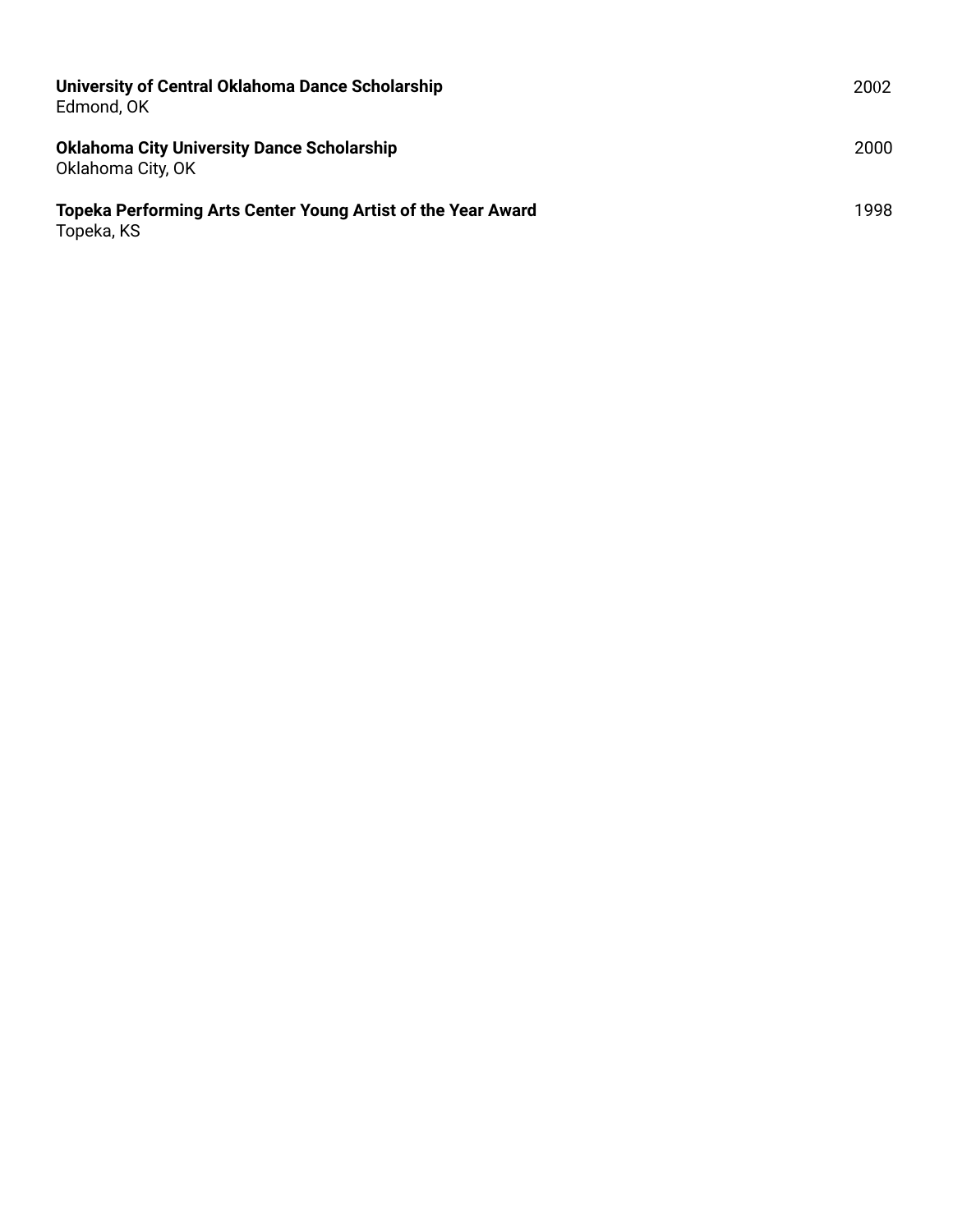**University of Central Oklahoma Dance Scholarship** 2002
Edmond, OK

**Oklahoma City University Dance Scholarship** 2000
Oklahoma City, OK

**Topeka Performing Arts Center Young Artist of the Year Award** 1998
Topeka, KS